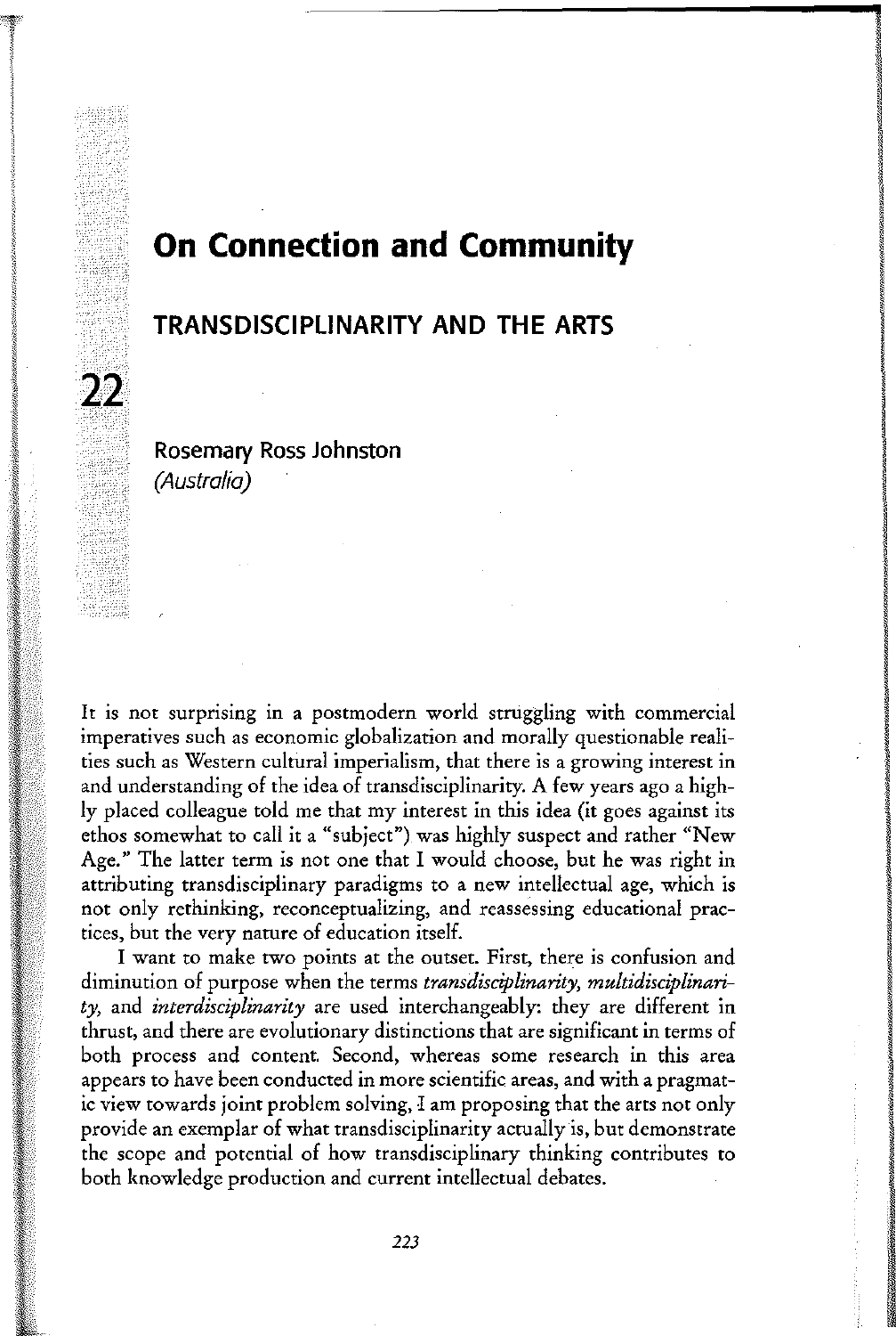# 22 On Connection and Community

## TRANSDISCIPLINARITY AND THE ARTS

Rosemary Ross Johnston
*(Australia)*

It is not surprising in a postmodern world struggling with commercial imperatives such as economic globalization and morally questionable realities such as Western cultural imperialism, that there is a growing interest in and understanding of the idea of transdisciplinarity. A few years ago a highly placed colleague told me that my interest in this idea (it goes against its ethos somewhat to call it a "subject") was highly suspect and rather "New Age." The latter term is not one that I would choose, but he was right in attributing transdisciplinary paradigms to a new intellectual age, which is not only rethinking, reconceptualizing, and reassessing educational practices, but the very nature of education itself.

I want to make two points at the outset. First, there is confusion and diminution of purpose when the terms *transdisciplinarity, multidisciplinarity,* and *interdisciplinarity* are used interchangeably: they are different in thrust, and there are evolutionary distinctions that are significant in terms of both process and content. Second, whereas some research in this area appears to have been conducted in more scientific areas, and with a pragmatic view towards joint problem solving, I am proposing that the arts not only provide an exemplar of what transdisciplinarity actually is, but demonstrate the scope and potential of how transdisciplinary thinking contributes to both knowledge production and current intellectual debates.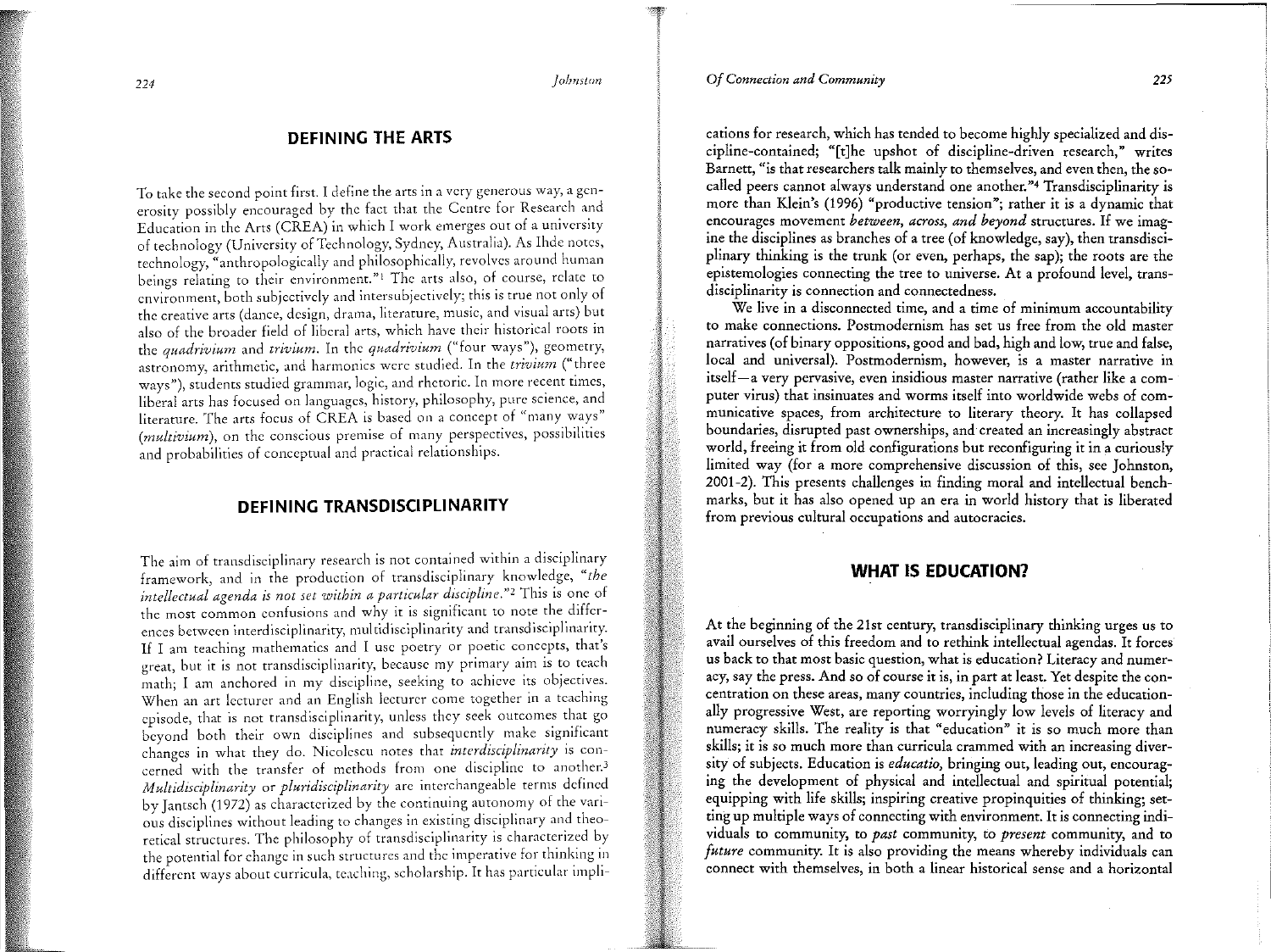## DEFINING THE ARTS

To take the second point first. I define the arts in a very generous way, a generosity possibly encouraged by the fact that the Centre for Research and Education in the Arts (CREA) in which I work emerges out of a university of technology (University of Technology, Sydney, Australia). As Ihde notes, technology, "anthropologically and philosophically, revolves around human beings relating to their environment."[1] The arts also, of course, relate to environment, both subjectively and intersubjectively; this is true not only of the creative arts (dance, design, drama, literature, music, and visual arts) but also of the broader field of liberal arts, which have their historical roots in the *quadrivium* and *trivium*. In the *quadrivium* ("four ways"), geometry, astronomy, arithmetic, and harmonics were studied. In the *trivium* ("three ways"), students studied grammar, logic, and rhetoric. In more recent times, liberal arts has focused on languages, history, philosophy, pure science, and literature. The arts focus of CREA is based on a concept of "many ways" (*multivium*), on the conscious premise of many perspectives, possibilities and probabilities of conceptual and practical relationships.

## DEFINING TRANSDISCIPLINARITY

The aim of transdisciplinary research is not contained within a disciplinary framework, and in the production of transdisciplinary knowledge, "*the intellectual agenda is not set within a particular discipline*."[2] This is one of the most common confusions and why it is significant to note the differences between interdisciplinarity, multidisciplinarity and transdisciplinarity. If I am teaching mathematics and I use poetry or poetic concepts, that's great, but it is not transdisciplinarity, because my primary aim is to teach math; I am anchored in my discipline, seeking to achieve its objectives. When an art lecturer and an English lecturer come together in a teaching episode, that is not transdisciplinarity, unless they seek outcomes that go beyond both their own disciplines and subsequently make significant changes in what they do. Nicolescu notes that *interdisciplinarity* is concerned with the transfer of methods from one discipline to another.[3] *Multidisciplinarity* or *pluridisciplinarity* are interchangeable terms defined by Jantsch (1972) as characterized by the continuing autonomy of the various disciplines without leading to changes in existing disciplinary and theoretical structures. The philosophy of transdisciplinarity is characterized by the potential for change in such structures and the imperative for thinking in different ways about curricula, teaching, scholarship. It has particular implications for research, which has tended to become highly specialized and discipline-contained; "[t]he upshot of discipline-driven research," writes Barnett, "is that researchers talk mainly to themselves, and even then, the so-called peers cannot always understand one another."[4] Transdisciplinarity is more than Klein's (1996) "productive tension"; rather it is a dynamic that encourages movement *between, across, and beyond* structures. If we imagine the disciplines as branches of a tree (of knowledge, say), then transdisciplinary thinking is the trunk (or even, perhaps, the sap); the roots are the epistemologies connecting the tree to universe. At a profound level, transdisciplinarity is connection and connectedness.

We live in a disconnected time, and a time of minimum accountability to make connections. Postmodernism has set us free from the old master narratives (of binary oppositions, good and bad, high and low, true and false, local and universal). Postmodernism, however, is a master narrative in itself—a very pervasive, even insidious master narrative (rather like a computer virus) that insinuates and worms itself into worldwide webs of communicative spaces, from architecture to literary theory. It has collapsed boundaries, disrupted past ownerships, and created an increasingly abstract world, freeing it from old configurations but reconfiguring it in a curiously limited way (for a more comprehensive discussion of this, see Johnston, 2001-2). This presents challenges in finding moral and intellectual benchmarks, but it has also opened up an era in world history that is liberated from previous cultural occupations and autocracies.

## WHAT IS EDUCATION?

At the beginning of the 21st century, transdisciplinary thinking urges us to avail ourselves of this freedom and to rethink intellectual agendas. It forces us back to that most basic question, what is education? Literacy and numeracy, say the press. And so of course it is, in part at least. Yet despite the concentration on these areas, many countries, including those in the educationally progressive West, are reporting worryingly low levels of literacy and numeracy skills. The reality is that "education" it is so much more than skills; it is so much more than curricula crammed with an increasing diversity of subjects. Education is *educatio*, bringing out, leading out, encouraging the development of physical and intellectual and spiritual potential; equipping with life skills; inspiring creative propinquities of thinking; setting up multiple ways of connecting with environment. It is connecting individuals to community, to *past* community, to *present* community, and to *future* community. It is also providing the means whereby individuals can connect with themselves, in both a linear historical sense and a horizontal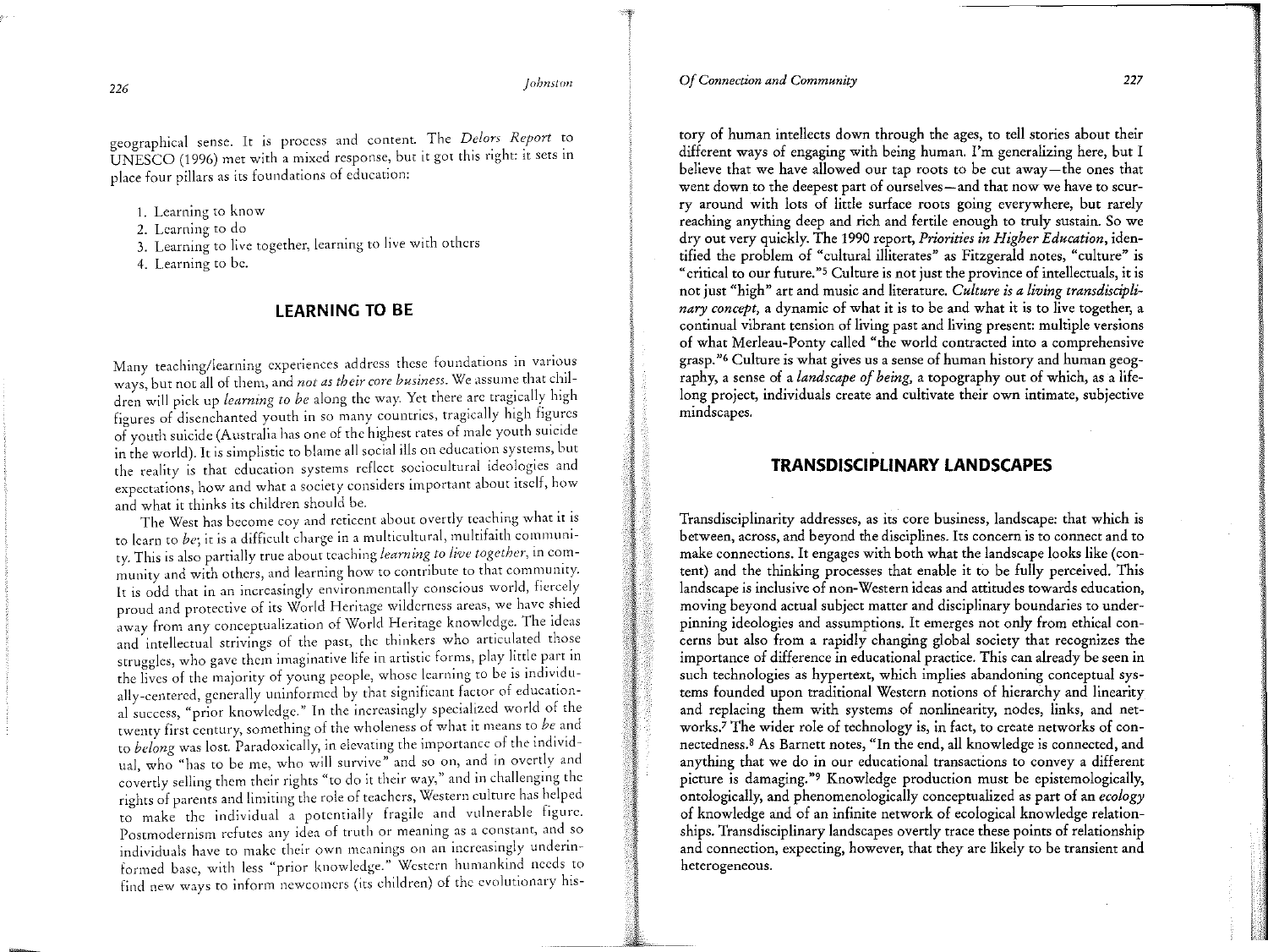geographical sense. It is process and content. The *Delors Report* to UNESCO (1996) met with a mixed response, but it got this right: it sets in place four pillars as its foundations of education:

1. Learning to know
2. Learning to do
3. Learning to live together, learning to live with others
4. Learning to be.

## LEARNING TO BE

Many teaching/learning experiences address these foundations in various ways, but not all of them, and *not as their core business*. We assume that children will pick up *learning to be* along the way. Yet there are tragically high figures of disenchanted youth in so many countries, tragically high figures of youth suicide (Australia has one of the highest rates of male youth suicide in the world). It is simplistic to blame all social ills on education systems, but the reality is that education systems reflect sociocultural ideologies and expectations, how and what a society considers important about itself, how and what it thinks its children should be.

The West has become coy and reticent about overtly teaching what it is to learn to *be*; it is a difficult charge in a multicultural, multifaith community. This is also partially true about teaching *learning to live together*, in community and with others, and learning how to contribute to that community. It is odd that in an increasingly environmentally conscious world, fiercely proud and protective of its World Heritage wilderness areas, we have shied away from any conceptualization of World Heritage knowledge. The ideas and intellectual strivings of the past, the thinkers who articulated those struggles, who gave them imaginative life in artistic forms, play little part in the lives of the majority of young people, whose learning to be is individually-centered, generally uninformed by that significant factor of educational success, "prior knowledge." In the increasingly specialized world of the twenty first century, something of the wholeness of what it means to *be* and to *belong* was lost. Paradoxically, in elevating the importance of the individual, who "has to be me, who will survive" and so on, and in overtly and covertly selling them their rights "to do it their way," and in challenging the rights of parents and limiting the role of teachers, Western culture has helped to make the individual a potentially fragile and vulnerable figure. Postmodernism refutes any idea of truth or meaning as a constant, and so individuals have to make their own meanings on an increasingly underinformed base, with less "prior knowledge." Western humankind needs to find new ways to inform newcomers (its children) of the evolutionary history of human intellects down through the ages, to tell stories about their different ways of engaging with being human. I'm generalizing here, but I believe that we have allowed our tap roots to be cut away—the ones that went down to the deepest part of ourselves—and that now we have to scurry around with lots of little surface roots going everywhere, but rarely reaching anything deep and rich and fertile enough to truly sustain. So we dry out very quickly. The 1990 report, *Priorities in Higher Education*, identified the problem of "cultural illiterates" as Fitzgerald notes, "culture" is "critical to our future."[5] Culture is not just the province of intellectuals, it is not just "high" art and music and literature. *Culture is a living transdisciplinary concept*, a dynamic of what it is to be and what it is to live together, a continual vibrant tension of living past and living present: multiple versions of what Merleau-Ponty called "the world contracted into a comprehensive grasp."[6] Culture is what gives us a sense of human history and human geography, a sense of a *landscape of being*, a topography out of which, as a lifelong project, individuals create and cultivate their own intimate, subjective mindscapes.

## TRANSDISCIPLINARY LANDSCAPES

Transdisciplinarity addresses, as its core business, landscape: that which is between, across, and beyond the disciplines. Its concern is to connect and to make connections. It engages with both what the landscape looks like (content) and the thinking processes that enable it to be fully perceived. This landscape is inclusive of non-Western ideas and attitudes towards education, moving beyond actual subject matter and disciplinary boundaries to underpinning ideologies and assumptions. It emerges not only from ethical concerns but also from a rapidly changing global society that recognizes the importance of difference in educational practice. This can already be seen in such technologies as hypertext, which implies abandoning conceptual systems founded upon traditional Western notions of hierarchy and linearity and replacing them with systems of nonlinearity, nodes, links, and networks.[7] The wider role of technology is, in fact, to create networks of connectedness.[8] As Barnett notes, "In the end, all knowledge is connected, and anything that we do in our educational transactions to convey a different picture is damaging."[9] Knowledge production must be epistemologically, ontologically, and phenomenologically conceptualized as part of an *ecology* of knowledge and of an infinite network of ecological knowledge relationships. Transdisciplinary landscapes overtly trace these points of relationship and connection, expecting, however, that they are likely to be transient and heterogeneous.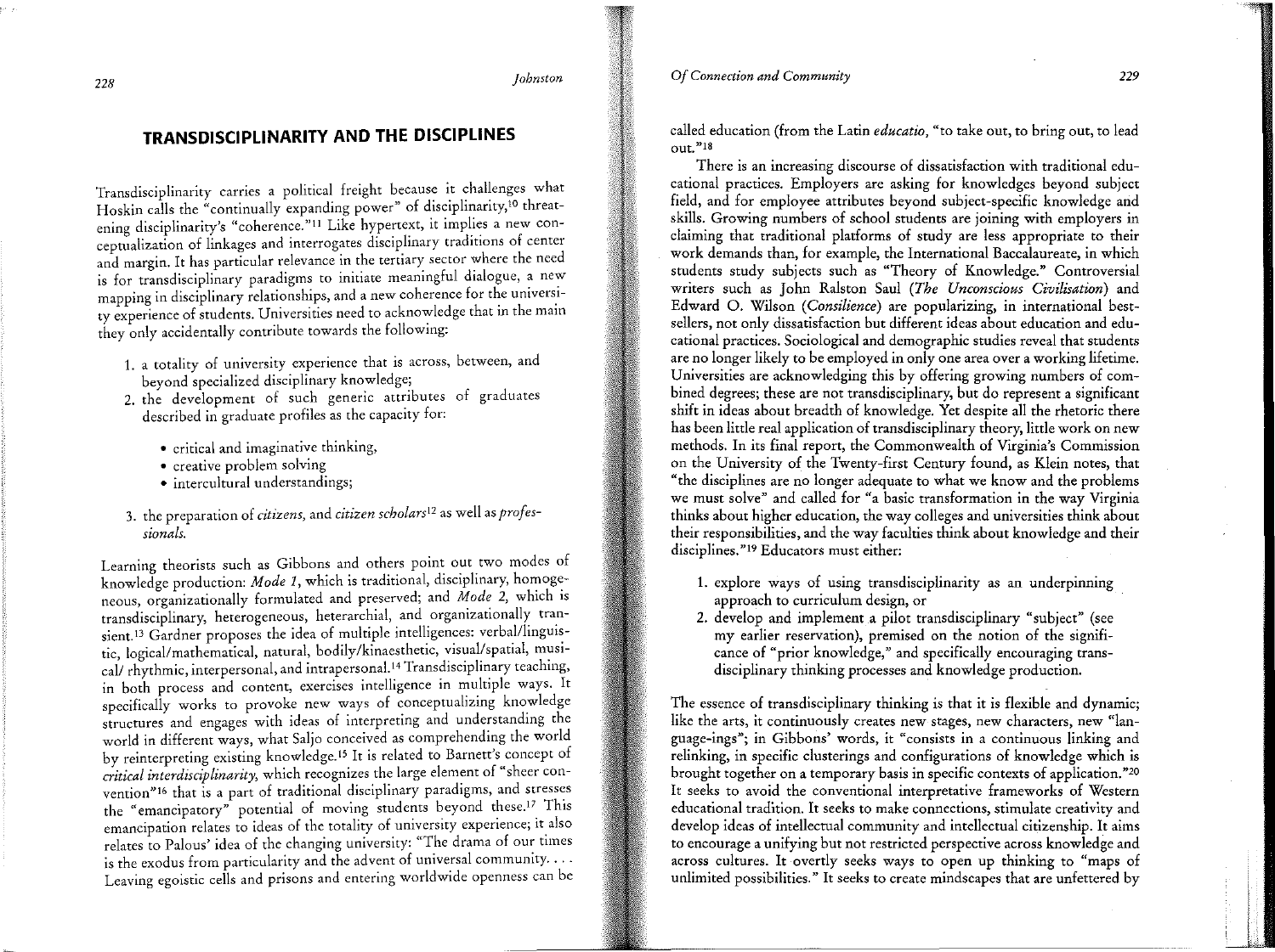## TRANSDISCIPLINARITY AND THE DISCIPLINES

Transdisciplinarity carries a political freight because it challenges what Hoskin calls the "continually expanding power" of disciplinarity,[10] threatening disciplinarity's "coherence."[11] Like hypertext, it implies a new conceptualization of linkages and interrogates disciplinary traditions of center and margin. It has particular relevance in the tertiary sector where the need is for transdisciplinary paradigms to initiate meaningful dialogue, a new mapping in disciplinary relationships, and a new coherence for the university experience of students. Universities need to acknowledge that in the main they only accidentally contribute towards the following:

1. a totality of university experience that is across, between, and beyond specialized disciplinary knowledge;
2. the development of such generic attributes of graduates described in graduate profiles as the capacity for:
   - critical and imaginative thinking,
   - creative problem solving
   - intercultural understandings;
3. the preparation of *citizens*, and *citizen scholars*[12] as well as *professionals.*

Learning theorists such as Gibbons and others point out two modes of knowledge production: *Mode 1*, which is traditional, disciplinary, homogeneous, organizationally formulated and preserved; and *Mode 2*, which is transdisciplinary, heterogeneous, heterarchial, and organizationally transient.[13] Gardner proposes the idea of multiple intelligences: verbal/linguistic, logical/mathematical, natural, bodily/kinaesthetic, visual/spatial, musical/ rhythmic, interpersonal, and intrapersonal.[14] Transdisciplinary teaching, in both process and content, exercises intelligence in multiple ways. It specifically works to provoke new ways of conceptualizing knowledge structures and engages with ideas of interpreting and understanding the world in different ways, what Saljo conceived as comprehending the world by reinterpreting existing knowledge.[15] It is related to Barnett's concept of *critical interdisciplinarity*, which recognizes the large element of "sheer convention"[16] that is a part of traditional disciplinary paradigms, and stresses the "emancipatory" potential of moving students beyond these.[17] This emancipation relates to ideas of the totality of university experience; it also relates to Palous' idea of the changing university: "The drama of our times is the exodus from particularity and the advent of universal community. . . . Leaving egoistic cells and prisons and entering worldwide openness can be called education (from the Latin *educatio*, "to take out, to bring out, to lead out."[18]

There is an increasing discourse of dissatisfaction with traditional educational practices. Employers are asking for knowledges beyond subject field, and for employee attributes beyond subject-specific knowledge and skills. Growing numbers of school students are joining with employers in claiming that traditional platforms of study are less appropriate to their work demands than, for example, the International Baccalaureate, in which students study subjects such as "Theory of Knowledge." Controversial writers such as John Ralston Saul (*The Unconscious Civilisation*) and Edward O. Wilson (*Consilience*) are popularizing, in international bestsellers, not only dissatisfaction but different ideas about education and educational practices. Sociological and demographic studies reveal that students are no longer likely to be employed in only one area over a working lifetime. Universities are acknowledging this by offering growing numbers of combined degrees; these are not transdisciplinary, but do represent a significant shift in ideas about breadth of knowledge. Yet despite all the rhetoric there has been little real application of transdisciplinary theory, little work on new methods. In its final report, the Commonwealth of Virginia's Commission on the University of the Twenty-first Century found, as Klein notes, that "the disciplines are no longer adequate to what we know and the problems we must solve" and called for "a basic transformation in the way Virginia thinks about higher education, the way colleges and universities think about their responsibilities, and the way faculties think about knowledge and their disciplines."[19] Educators must either:

1. explore ways of using transdisciplinarity as an underpinning approach to curriculum design, or
2. develop and implement a pilot transdisciplinary "subject" (see my earlier reservation), premised on the notion of the significance of "prior knowledge," and specifically encouraging transdisciplinary thinking processes and knowledge production.

The essence of transdisciplinary thinking is that it is flexible and dynamic; like the arts, it continuously creates new stages, new characters, new "languageings"; in Gibbons' words, it "consists in a continuous linking and relinking, in specific clusterings and configurations of knowledge which is brought together on a temporary basis in specific contexts of application."[20] It seeks to avoid the conventional interpretative frameworks of Western educational tradition. It seeks to make connections, stimulate creativity and develop ideas of intellectual community and intellectual citizenship. It aims to encourage a unifying but not restricted perspective across knowledge and across cultures. It overtly seeks ways to open up thinking to "maps of unlimited possibilities." It seeks to create mindscapes that are unfettered by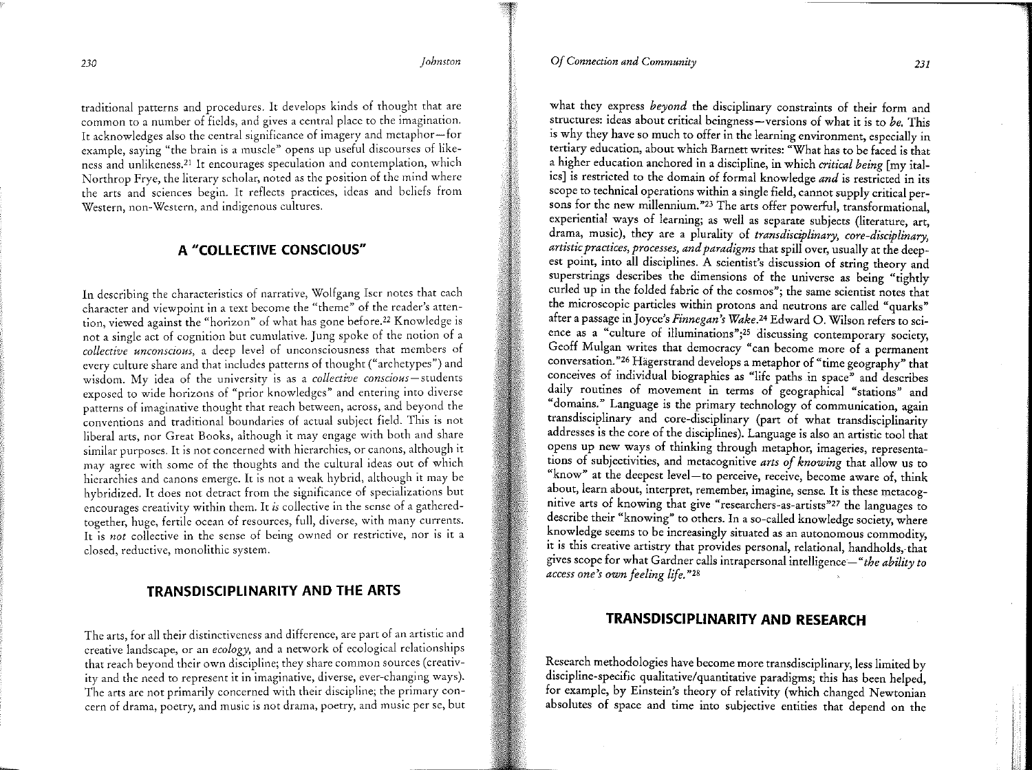traditional patterns and procedures. It develops kinds of thought that are common to a number of fields, and gives a central place to the imagination. It acknowledges also the central significance of imagery and metaphor—for example, saying "the brain is a muscle" opens up useful discourses of likeness and unlikeness.[21] It encourages speculation and contemplation, which Northrop Frye, the literary scholar, noted as the position of the mind where the arts and sciences begin. It reflects practices, ideas and beliefs from Western, non-Western, and indigenous cultures.

## A "COLLECTIVE CONSCIOUS"

In describing the characteristics of narrative, Wolfgang Iser notes that each character and viewpoint in a text become the "theme" of the reader's attention, viewed against the "horizon" of what has gone before.[22] Knowledge is not a single act of cognition but cumulative. Jung spoke of the notion of a *collective unconscious*, a deep level of unconsciousness that members of every culture share and that includes patterns of thought ("archetypes") and wisdom. My idea of the university is as a *collective conscious*—students exposed to wide horizons of "prior knowledges" and entering into diverse patterns of imaginative thought that reach between, across, and beyond the conventions and traditional boundaries of actual subject field. This is not liberal arts, nor Great Books, although it may engage with both and share similar purposes. It is not concerned with hierarchies, or canons, although it may agree with some of the thoughts and the cultural ideas out of which hierarchies and canons emerge. It is not a weak hybrid, although it may be hybridized. It does not detract from the significance of specializations but encourages creativity within them. It *is* collective in the sense of a gathered-together, huge, fertile ocean of resources, full, diverse, with many currents. It is *not* collective in the sense of being owned or restrictive, nor is it a closed, reductive, monolithic system.

## TRANSDISCIPLINARITY AND THE ARTS

The arts, for all their distinctiveness and difference, are part of an artistic and creative landscape, or an *ecology*, and a network of ecological relationships that reach beyond their own discipline; they share common sources (creativity and the need to represent it in imaginative, diverse, ever-changing ways). The arts are not primarily concerned with their discipline; the primary concern of drama, poetry, and music is not drama, poetry, and music per se, but what they express *beyond* the disciplinary constraints of their form and structures: ideas about critical beingness—versions of what it is to *be*. This is why they have so much to offer in the learning environment, especially in tertiary education, about which Barnett writes: "What has to be faced is that a higher education anchored in a discipline, in which *critical being* [my italics] is restricted to the domain of formal knowledge *and* is restricted in its scope to technical operations within a single field, cannot supply critical persons for the new millennium."[23] The arts offer powerful, transformational, experiential ways of learning; as well as separate subjects (literature, art, drama, music), they are a plurality of *transdisciplinary, core-disciplinary, artistic practices, processes, and paradigms* that spill over, usually at the deepest point, into all disciplines. A scientist's discussion of string theory and superstrings describes the dimensions of the universe as being "tightly curled up in the folded fabric of the cosmos"; the same scientist notes that the microscopic particles within protons and neutrons are called "quarks" after a passage in Joyce's *Finnegan's Wake*.[24] Edward O. Wilson refers to science as a "culture of illuminations";[25] discussing contemporary society, Geoff Mulgan writes that democracy "can become more of a permanent conversation."[26] Hägerstrand develops a metaphor of "time geography" that conceives of individual biographies as "life paths in space" and describes daily routines of movement in terms of geographical "stations" and "domains." Language is the primary technology of communication, again transdisciplinary and core-disciplinary (part of what transdisciplinarity addresses is the core of the disciplines). Language is also an artistic tool that opens up new ways of thinking through metaphor, imageries, representations of subjectivities, and metacognitive *arts of knowing* that allow us to "know" at the deepest level—to perceive, receive, become aware of, think about, learn about, interpret, remember, imagine, sense. It is these metacognitive arts of knowing that give "researchers-as-artists"[27] the languages to describe their "knowing" to others. In a so-called knowledge society, where knowledge seems to be increasingly situated as an autonomous commodity, it is this creative artistry that provides personal, relational, handholds, that gives scope for what Gardner calls intrapersonal intelligence—"*the ability to access one's own feeling life.*"[28]

## TRANSDISCIPLINARITY AND RESEARCH

Research methodologies have become more transdisciplinary, less limited by discipline-specific qualitative/quantitative paradigms; this has been helped, for example, by Einstein's theory of relativity (which changed Newtonian absolutes of space and time into subjective entities that depend on the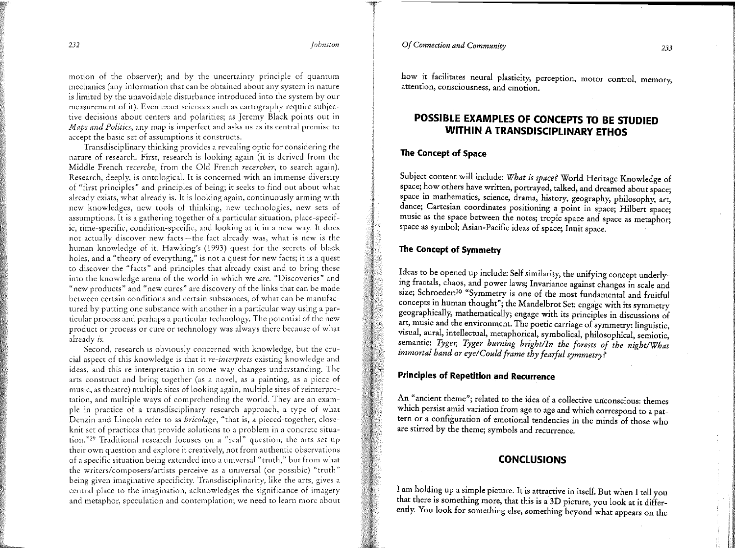motion of the observer); and by the uncertainty principle of quantum mechanics (any information that can be obtained about any system in nature is limited by the unavoidable disturbance introduced into the system by our measurement of it). Even exact sciences such as cartography require subjective decisions about centers and polarities; as Jeremy Black points out in *Maps and Politics*, any map is imperfect and asks us as its central premise to accept the basic set of assumptions it constructs.

Transdisciplinary thinking provides a revealing optic for considering the nature of research. First, research is looking again (it is derived from the Middle French *recerche*, from the Old French *recercher*, to search again). Research, deeply, is ontological. It is concerned with an immense diversity of "first principles" and principles of being; it seeks to find out about what already exists, what already is. It is looking again, continuously arming with new knowledges, new tools of thinking, new technologies, new sets of assumptions. It is a gathering together of a particular situation, place-specific, time-specific, condition-specific, and looking at it in a new way. It does not actually discover new facts—the fact already was, what is new is the human knowledge of it. Hawking's (1993) quest for the secrets of black holes, and a "theory of everything," is not a quest for new facts; it is a quest to discover the "facts" and principles that already exist and to bring these into the knowledge arena of the world in which we *are*. "Discoveries" and "new products" and "new cures" are discovery of the links that can be made between certain conditions and certain substances, of what can be manufactured by putting one substance with another in a particular way using a particular process and perhaps a particular technology. The potential of the new product or process or cure or technology was always there because of what already *is*.

Second, research is obviously concerned with knowledge, but the crucial aspect of this knowledge is that it *re-interprets* existing knowledge and ideas, and this re-interpretation in some way changes understanding. The arts construct and bring together (as a novel, as a painting, as a piece of music, as theatre) multiple sites of looking again, multiple sites of reinterpretation, and multiple ways of comprehending the world. They are an example in practice of a transdisciplinary research approach, a type of what Denzin and Lincoln refer to as *bricolage*, "that is, a pieced-together, close-knit set of practices that provide solutions to a problem in a concrete situation."[29] Traditional research focuses on a "real" question; the arts set up their own question and explore it creatively, not from authentic observations of a specific situation being extended into a universal "truth," but from what the writers/composers/artists perceive as a universal (or possible) "truth" being given imaginative specificity. Transdisciplinarity, like the arts, gives a central place to the imagination, acknowledges the significance of imagery and metaphor, speculation and contemplation; we need to learn more about how it facilitates neural plasticity, perception, motor control, memory, attention, consciousness, and emotion.

## POSSIBLE EXAMPLES OF CONCEPTS TO BE STUDIED WITHIN A TRANSDISCIPLINARY ETHOS

### The Concept of Space

Subject content will include: *What is space?* World Heritage Knowledge of space; how others have written, portrayed, talked, and dreamed about space; space in mathematics, science, drama, history, geography, philosophy, art, dance; Cartesian coordinates positioning a point in space; Hilbert space; music as the space between the notes; tropic space and space as metaphor; space as symbol; Asian-Pacific ideas of space; Inuit space.

### The Concept of Symmetry

Ideas to be opened up include: Self similarity, the unifying concept underlying fractals, chaos, and power laws; Invariance against changes in scale and size; Schroeder:[30] "Symmetry is one of the most fundamental and fruitful concepts in human thought"; the Mandelbrot Set: engage with its symmetry geographically, mathematically; engage with its principles in discussions of art, music and the environment. The poetic carriage of symmetry: linguistic, visual, aural, intellectual, metaphorical, symbolical, philosophical, semiotic, semantic: *Tyger, Tyger burning bright/In the forests of the night/What immortal hand or eye/Could frame thy fearful symmetry?*

### Principles of Repetition and Recurrence

An "ancient theme"; related to the idea of a collective unconscious: themes which persist amid variation from age to age and which correspond to a pattern or a configuration of emotional tendencies in the minds of those who are stirred by the theme; symbols and recurrence.

## CONCLUSIONS

I am holding up a simple picture. It is attractive in itself. But when I tell you that there is something more, that this is a 3D picture, you look at it differently. You look for something else, something beyond what appears on the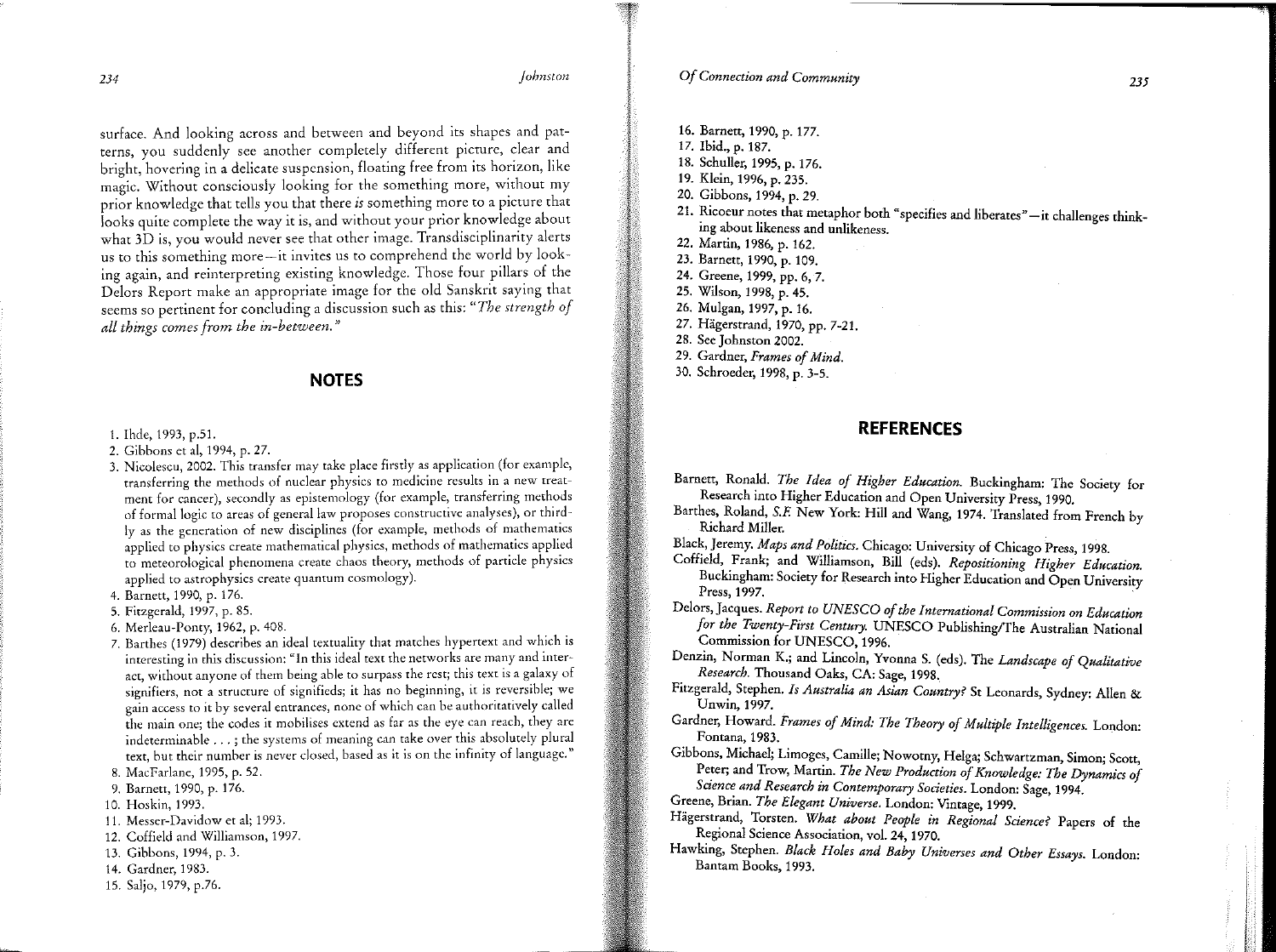surface. And looking across and between and beyond its shapes and patterns, you suddenly see another completely different picture, clear and bright, hovering in a delicate suspension, floating free from its horizon, like magic. Without consciously looking for the something more, without my prior knowledge that tells you that there *is* something more to a picture that looks quite complete the way it is, and without your prior knowledge about what 3D is, you would never see that other image. Transdisciplinarity alerts us to this something more—it invites us to comprehend the world by looking again, and reinterpreting existing knowledge. Those four pillars of the Delors Report make an appropriate image for the old Sanskrit saying that seems so pertinent for concluding a discussion such as this: "*The strength of all things comes from the in-between.*"

## NOTES

1. Ihde, 1993, p.51.
2. Gibbons et al, 1994, p. 27.
3. Nicolescu, 2002. This transfer may take place firstly as application (for example, transferring the methods of nuclear physics to medicine results in a new treatment for cancer), secondly as epistemology (for example, transferring methods of formal logic to areas of general law proposes constructive analyses), or thirdly as the generation of new disciplines (for example, methods of mathematics applied to physics create mathematical physics, methods of mathematics applied to meteorological phenomena create chaos theory, methods of particle physics applied to astrophysics create quantum cosmology).
4. Barnett, 1990, p. 176.
5. Fitzgerald, 1997, p. 85.
6. Merleau-Ponty, 1962, p. 408.
7. Barthes (1979) describes an ideal textuality that matches hypertext and which is interesting in this discussion: "In this ideal text the networks are many and interact, without anyone of them being able to surpass the rest; this text is a galaxy of signifiers, not a structure of signifieds; it has no beginning, it is reversible; we gain access to it by several entrances, none of which can be authoritatively called the main one; the codes it mobilises extend as far as the eye can reach, they are indeterminable . . . ; the systems of meaning can take over this absolutely plural text, but their number is never closed, based as it is on the infinity of language."
8. MacFarlane, 1995, p. 52.
9. Barnett, 1990, p. 176.
10. Hoskin, 1993.
11. Messer-Davidow et al; 1993.
12. Coffield and Williamson, 1997.
13. Gibbons, 1994, p. 3.
14. Gardner, 1983.
15. Saljo, 1979, p.76.
16. Barnett, 1990, p. 177.
17. Ibid., p. 187.
18. Schuller, 1995, p. 176.
19. Klein, 1996, p. 235.
20. Gibbons, 1994, p. 29.
21. Ricoeur notes that metaphor both "specifies and liberates"—it challenges thinking about likeness and unlikeness.
22. Martin, 1986, p. 162.
23. Barnett, 1990, p. 109.
24. Greene, 1999, pp. 6, 7.
25. Wilson, 1998, p. 45.
26. Mulgan, 1997, p. 16.
27. Hägerstrand, 1970, pp. 7-21.
28. See Johnston 2002.
29. Gardner, *Frames of Mind*.
30. Schroeder, 1998, p. 3-5.

## REFERENCES

Barnett, Ronald. *The Idea of Higher Education.* Buckingham: The Society for Research into Higher Education and Open University Press, 1990.

Barthes, Roland, *S.F.* New York: Hill and Wang, 1974. Translated from French by Richard Miller.

Black, Jeremy. *Maps and Politics.* Chicago: University of Chicago Press, 1998.

Coffield, Frank; and Williamson, Bill (eds). *Repositioning Higher Education.* Buckingham: Society for Research into Higher Education and Open University Press, 1997.

Delors, Jacques. *Report to UNESCO of the International Commission on Education for the Twenty-First Century.* UNESCO Publishing/The Australian National Commission for UNESCO, 1996.

Denzin, Norman K.; and Lincoln, Yvonna S. (eds). The *Landscape of Qualitative Research.* Thousand Oaks, CA: Sage, 1998.

Fitzgerald, Stephen. *Is Australia an Asian Country?* St Leonards, Sydney: Allen & Unwin, 1997.

Gardner, Howard. *Frames of Mind: The Theory of Multiple Intelligences.* London: Fontana, 1983.

Gibbons, Michael; Limoges, Camille; Nowotny, Helga; Schwartzman, Simon; Scott, Peter; and Trow, Martin. *The New Production of Knowledge: The Dynamics of Science and Research in Contemporary Societies.* London: Sage, 1994.

Greene, Brian. *The Elegant Universe.* London: Vintage, 1999.

Hägerstrand, Torsten. *What about People in Regional Science?* Papers of the Regional Science Association, vol. 24, 1970.

Hawking, Stephen. *Black Holes and Baby Universes and Other Essays.* London: Bantam Books, 1993.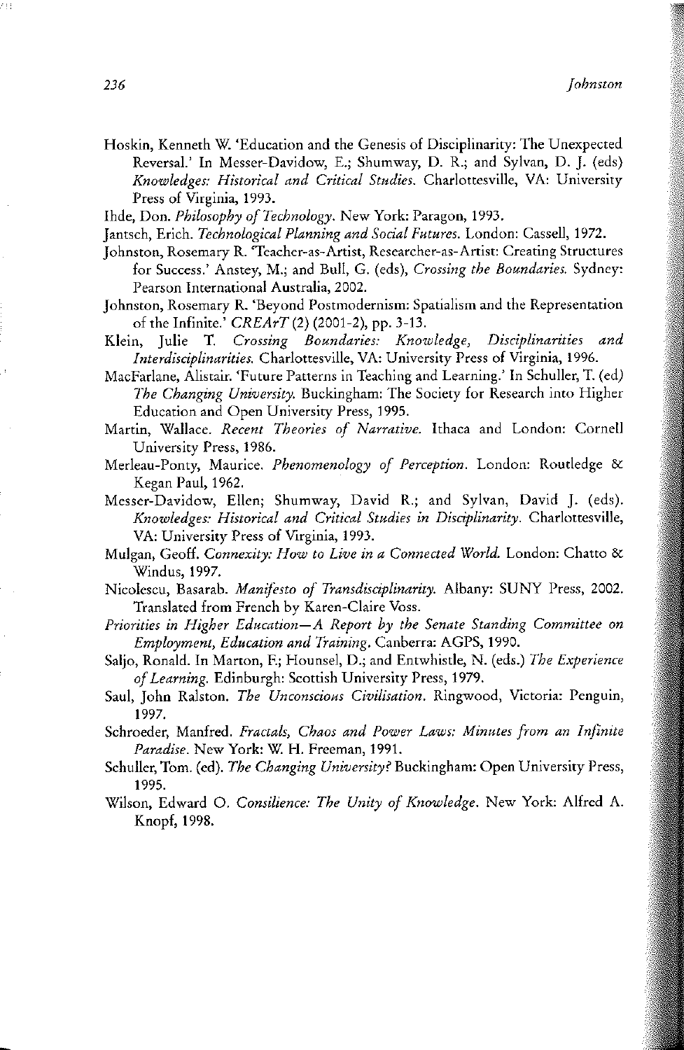Hoskin, Kenneth W. 'Education and the Genesis of Disciplinarity: The Unexpected Reversal.' In Messer-Davidow, E.; Shumway, D. R.; and Sylvan, D. J. (eds) *Knowledges: Historical and Critical Studies*. Charlottesville, VA: University Press of Virginia, 1993.

Ihde, Don. *Philosophy of Technology*. New York: Paragon, 1993.

Jantsch, Erich. *Technological Planning and Social Futures*. London: Cassell, 1972.

Johnston, Rosemary R. 'Teacher-as-Artist, Researcher-as-Artist: Creating Structures for Success.' Anstey, M.; and Bull, G. (eds), *Crossing the Boundaries*. Sydney: Pearson International Australia, 2002.

Johnston, Rosemary R. 'Beyond Postmodernism: Spatialism and the Representation of the Infinite.' *CREArT* (2) (2001-2), pp. 3-13.

Klein, Julie T. *Crossing Boundaries: Knowledge, Disciplinarities and Interdisciplinarities*. Charlottesville, VA: University Press of Virginia, 1996.

MacFarlane, Alistair. 'Future Patterns in Teaching and Learning.' In Schuller, T. (ed) *The Changing University*. Buckingham: The Society for Research into Higher Education and Open University Press, 1995.

Martin, Wallace. *Recent Theories of Narrative*. Ithaca and London: Cornell University Press, 1986.

Merleau-Ponty, Maurice. *Phenomenology of Perception*. London: Routledge & Kegan Paul, 1962.

Messer-Davidow, Ellen; Shumway, David R.; and Sylvan, David J. (eds). *Knowledges: Historical and Critical Studies in Disciplinarity*. Charlottesville, VA: University Press of Virginia, 1993.

Mulgan, Geoff. *Connexity: How to Live in a Connected World*. London: Chatto & Windus, 1997.

Nicolescu, Basarab. *Manifesto of Transdisciplinarity*. Albany: SUNY Press, 2002. Translated from French by Karen-Claire Voss.

*Priorities in Higher Education—A Report by the Senate Standing Committee on Employment, Education and Training*. Canberra: AGPS, 1990.

Saljo, Ronald. In Marton, F.; Hounsel, D.; and Entwhistle, N. (eds.) *The Experience of Learning*. Edinburgh: Scottish University Press, 1979.

Saul, John Ralston. *The Unconscious Civilisation*. Ringwood, Victoria: Penguin, 1997.

Schroeder, Manfred. *Fractals, Chaos and Power Laws: Minutes from an Infinite Paradise*. New York: W. H. Freeman, 1991.

Schuller, Tom. (ed). *The Changing University?* Buckingham: Open University Press, 1995.

Wilson, Edward O. *Consilience: The Unity of Knowledge*. New York: Alfred A. Knopf, 1998.